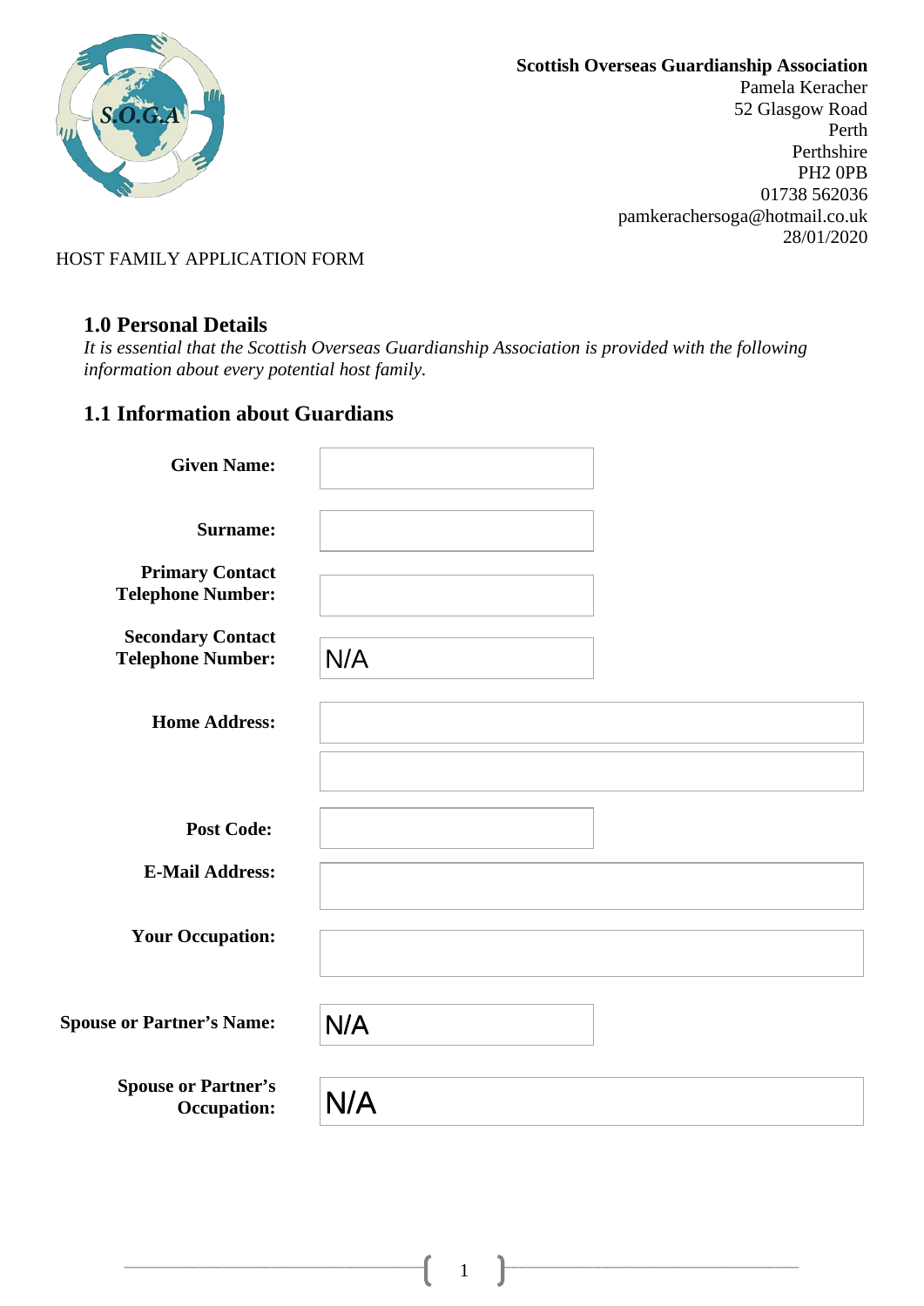**Scottish Overseas Guardianship Association**
Pamela Keracher
52 Glasgow Road
Perth
Perthshire
PH2 0PB
01738 562036
pamkerachersoga@hotmail.co.uk
28/01/2020

HOST FAMILY APPLICATION FORM

## 1.0 Personal Details

*It is essential that the Scottish Overseas Guardianship Association is provided with the following information about every potential host family.*

## 1.1 Information about Guardians

| | |
|---|---|
| **Given Name:** | |
| **Surname:** | |
| **Primary Contact Telephone Number:** | |
| **Secondary Contact Telephone Number:** | N/A |
| **Home Address:** | |
| | |
| **Post Code:** | |
| **E-Mail Address:** | |
| **Your Occupation:** | |
| **Spouse or Partner's Name:** | N/A |
| **Spouse or Partner's Occupation:** | N/A |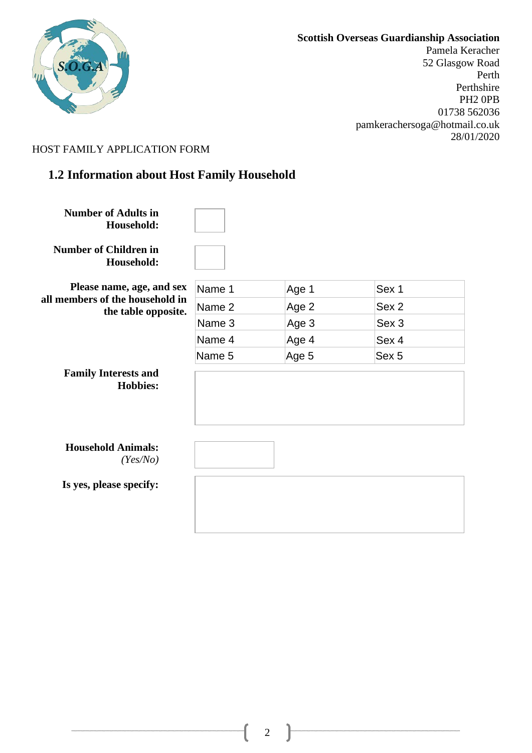**Scottish Overseas Guardianship Association**
Pamela Keracher
52 Glasgow Road
Perth
Perthshire
PH2 0PB
01738 562036
pamkerachersoga@hotmail.co.uk
28/01/2020

HOST FAMILY APPLICATION FORM

## 1.2 Information about Host Family Household

**Number of Adults in Household:**

**Number of Children in Household:**

**Please name, age, and sex all members of the household in the table opposite.**

| Name 1 | Age 1 | Sex 1 |
|---|---|---|
| Name 2 | Age 2 | Sex 2 |
| Name 3 | Age 3 | Sex 3 |
| Name 4 | Age 4 | Sex 4 |
| Name 5 | Age 5 | Sex 5 |

**Family Interests and Hobbies:**

**Household Animals:** *(Yes/No)*

**Is yes, please specify:**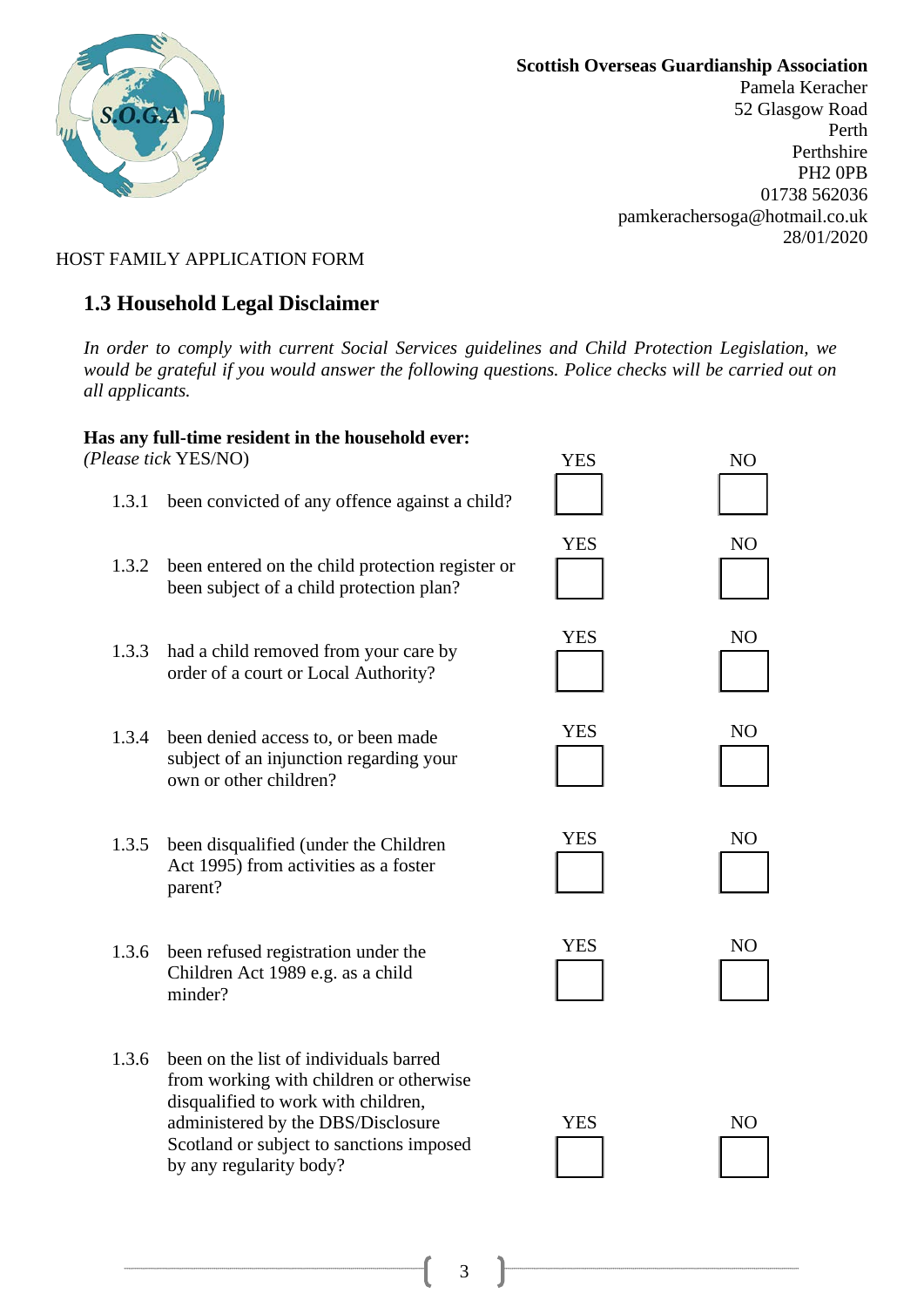**Scottish Overseas Guardianship Association**
Pamela Keracher
52 Glasgow Road
Perth
Perthshire
PH2 0PB
01738 562036
pamkerachersoga@hotmail.co.uk
28/01/2020

HOST FAMILY APPLICATION FORM

## 1.3 Household Legal Disclaimer

*In order to comply with current Social Services guidelines and Child Protection Legislation, we would be grateful if you would answer the following questions. Police checks will be carried out on all applicants.*

**Has any full-time resident in the household ever:**
*(Please tick* YES/NO)

| | | YES | NO |
|---|---|---|---|
| 1.3.1 | been convicted of any offence against a child? | ☐ | ☐ |
| 1.3.2 | been entered on the child protection register or been subject of a child protection plan? | ☐ | ☐ |
| 1.3.3 | had a child removed from your care by order of a court or Local Authority? | ☐ | ☐ |
| 1.3.4 | been denied access to, or been made subject of an injunction regarding your own or other children? | ☐ | ☐ |
| 1.3.5 | been disqualified (under the Children Act 1995) from activities as a foster parent? | ☐ | ☐ |
| 1.3.6 | been refused registration under the Children Act 1989 e.g. as a child minder? | ☐ | ☐ |
| 1.3.6 | been on the list of individuals barred from working with children or otherwise disqualified to work with children, administered by the DBS/Disclosure Scotland or subject to sanctions imposed by any regularity body? | ☐ | ☐ |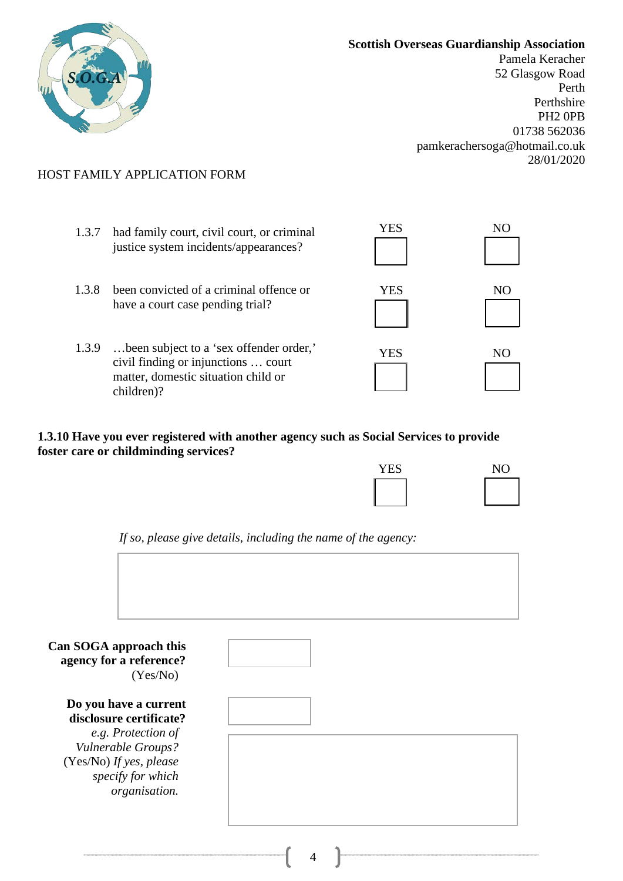**Scottish Overseas Guardianship Association**
Pamela Keracher
52 Glasgow Road
Perth
Perthshire
PH2 0PB
01738 562036
pamkerachersoga@hotmail.co.uk
28/01/2020

HOST FAMILY APPLICATION FORM

| | | YES | NO |
|---|---|---|---|
| 1.3.7 | had family court, civil court, or criminal justice system incidents/appearances? | ☐ | ☐ |
| 1.3.8 | been convicted of a criminal offence or have a court case pending trial? | ☐ | ☐ |
| 1.3.9 | …been subject to a 'sex offender order,' civil finding or injunctions … court matter, domestic situation child or children)? | ☐ | ☐ |

**1.3.10 Have you ever registered with another agency such as Social Services to provide foster care or childminding services?**

YES ☐ NO ☐

*If so, please give details, including the name of the agency:*

**Can SOGA approach this agency for a reference?** (Yes/No)

**Do you have a current disclosure certificate?** *e.g. Protection of Vulnerable Groups?* (Yes/No) *If yes, please specify for which organisation.*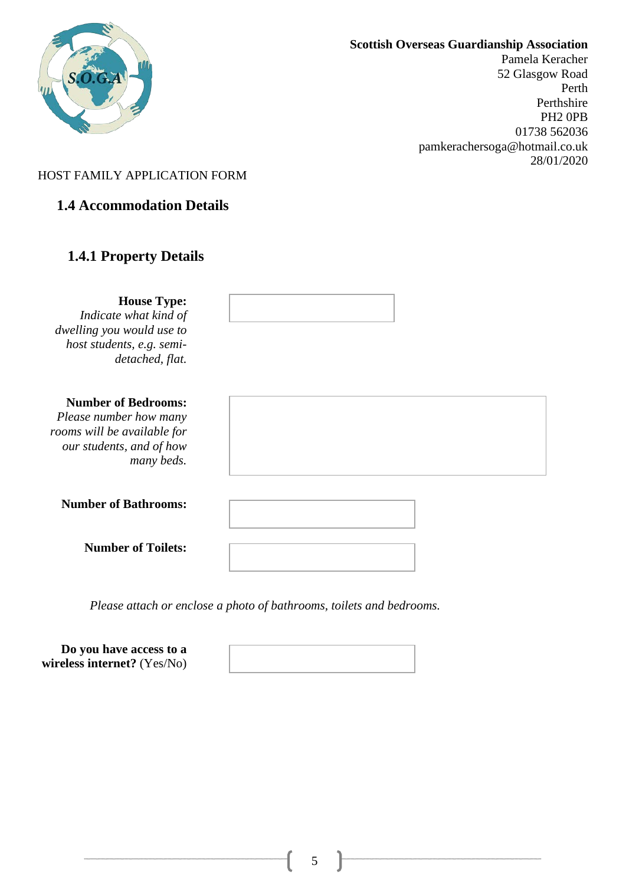**Scottish Overseas Guardianship Association**
Pamela Keracher
52 Glasgow Road
Perth
Perthshire
PH2 0PB
01738 562036
pamkerachersoga@hotmail.co.uk
28/01/2020

HOST FAMILY APPLICATION FORM

## 1.4 Accommodation Details

### 1.4.1 Property Details

**House Type:**
*Indicate what kind of dwelling you would use to host students, e.g. semi-detached, flat.*

**Number of Bedrooms:**
*Please number how many rooms will be available for our students, and of how many beds.*

**Number of Bathrooms:**

**Number of Toilets:**

*Please attach or enclose a photo of bathrooms, toilets and bedrooms.*

**Do you have access to a wireless internet?** (Yes/No)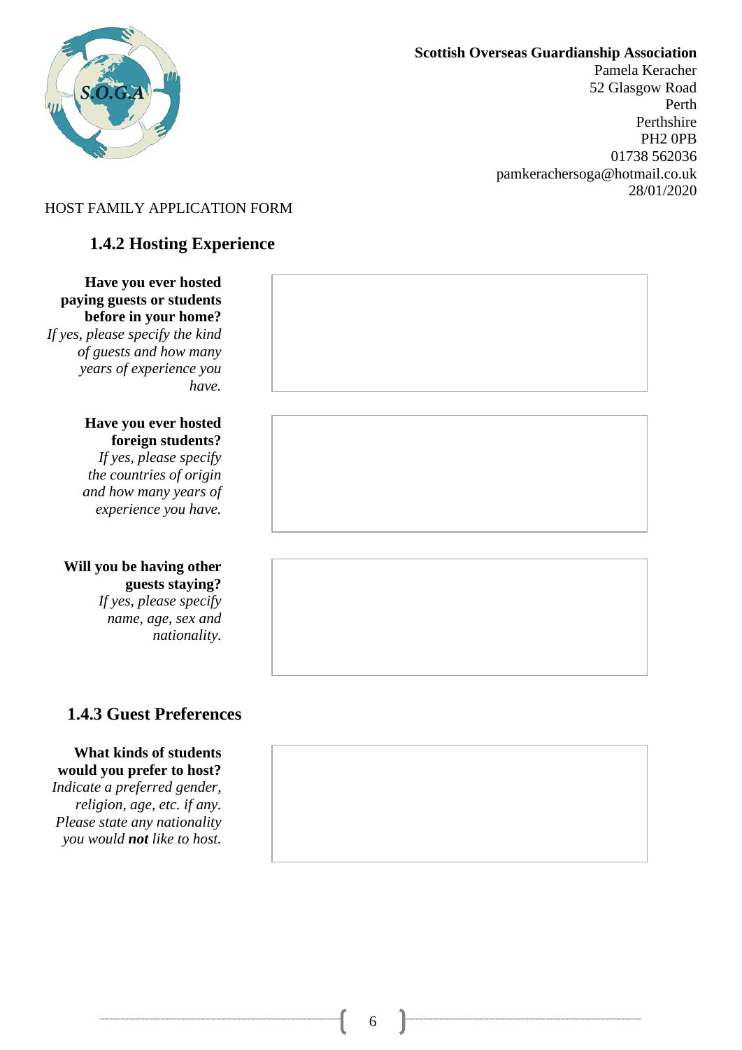**Scottish Overseas Guardianship Association**
Pamela Keracher
52 Glasgow Road
Perth
Perthshire
PH2 0PB
01738 562036
pamkerachersoga@hotmail.co.uk
28/01/2020

HOST FAMILY APPLICATION FORM

### 1.4.2 Hosting Experience

| | |
|---|---|
| **Have you ever hosted paying guests or students before in your home?** *If yes, please specify the kind of guests and how many years of experience you have.* | |
| **Have you ever hosted foreign students?** *If yes, please specify the countries of origin and how many years of experience you have.* | |
| **Will you be having other guests staying?** *If yes, please specify name, age, sex and nationality.* | |

### 1.4.3 Guest Preferences

| | |
|---|---|
| **What kinds of students would you prefer to host?** *Indicate a preferred gender, religion, age, etc. if any. Please state any nationality you would **not** like to host.* | |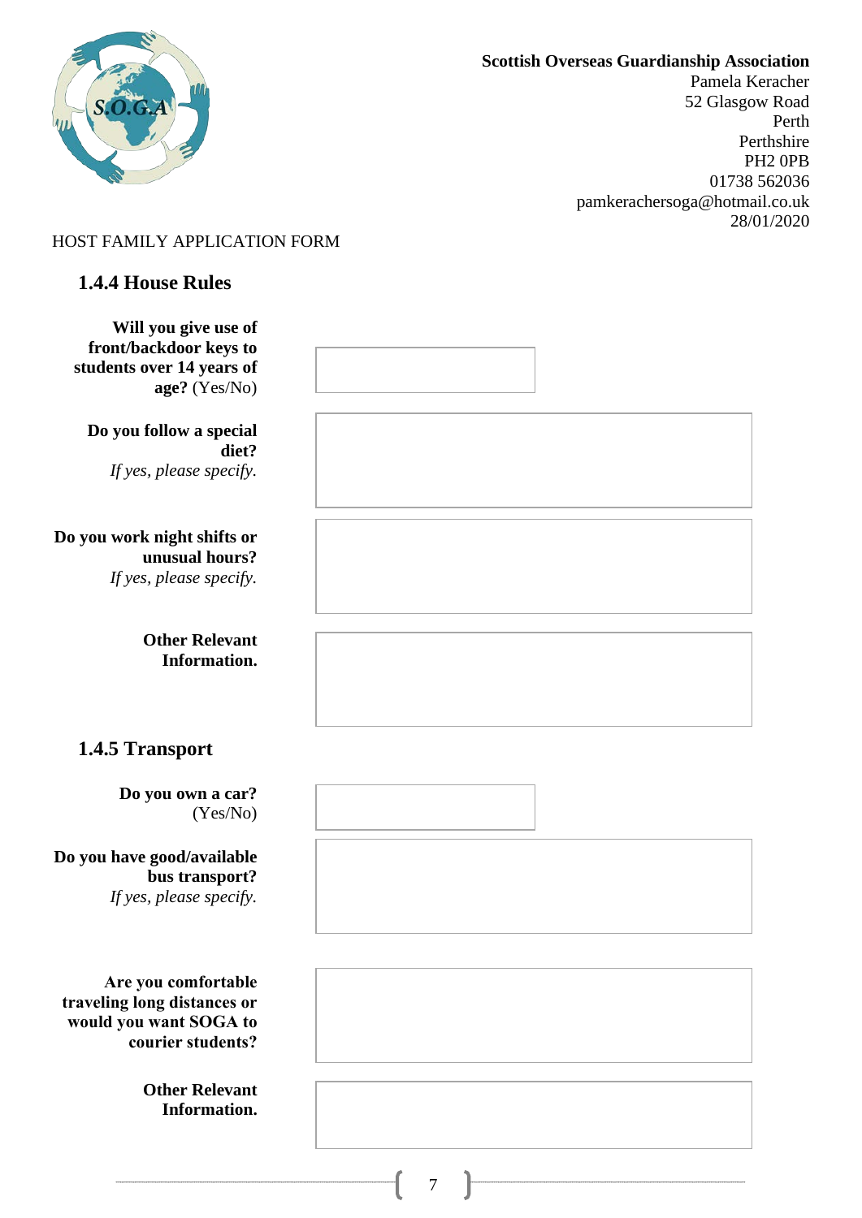**Scottish Overseas Guardianship Association**
Pamela Keracher
52 Glasgow Road
Perth
Perthshire
PH2 0PB
01738 562036
pamkerachersoga@hotmail.co.uk
28/01/2020

HOST FAMILY APPLICATION FORM

### 1.4.4 House Rules

| | |
|---|---|
| **Will you give use of front/backdoor keys to students over 14 years of age?** (Yes/No) | |
| **Do you follow a special diet?** *If yes, please specify.* | |
| **Do you work night shifts or unusual hours?** *If yes, please specify.* | |
| **Other Relevant Information.** | |

### 1.4.5 Transport

| | |
|---|---|
| **Do you own a car?** (Yes/No) | |
| **Do you have good/available bus transport?** *If yes, please specify.* | |
| **Are you comfortable traveling long distances or would you want SOGA to courier students?** | |
| **Other Relevant Information.** | |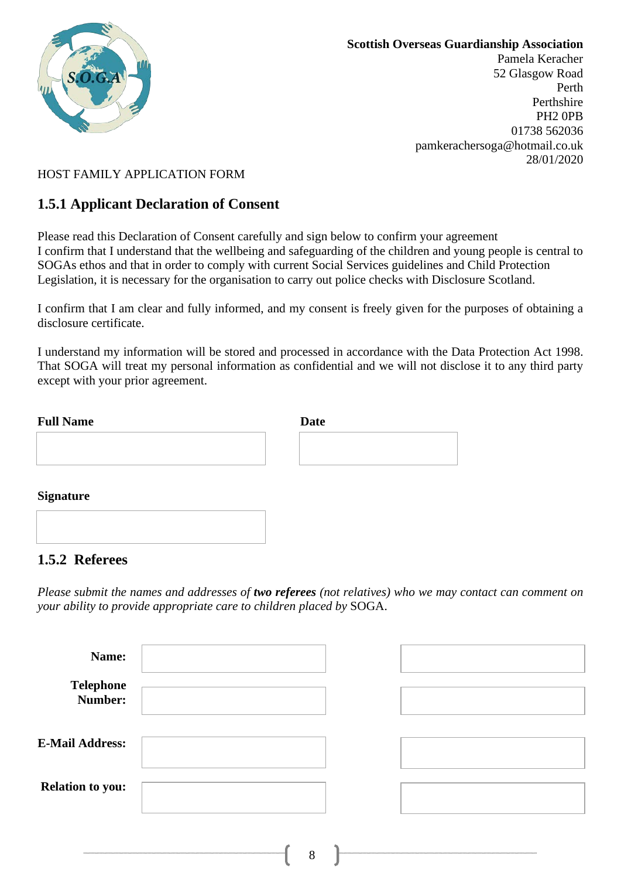**Scottish Overseas Guardianship Association**
Pamela Keracher
52 Glasgow Road
Perth
Perthshire
PH2 0PB
01738 562036
pamkerachersoga@hotmail.co.uk
28/01/2020

HOST FAMILY APPLICATION FORM

### 1.5.1 Applicant Declaration of Consent

Please read this Declaration of Consent carefully and sign below to confirm your agreement
I confirm that I understand that the wellbeing and safeguarding of the children and young people is central to SOGAs ethos and that in order to comply with current Social Services guidelines and Child Protection Legislation, it is necessary for the organisation to carry out police checks with Disclosure Scotland.

I confirm that I am clear and fully informed, and my consent is freely given for the purposes of obtaining a disclosure certificate.

I understand my information will be stored and processed in accordance with the Data Protection Act 1998. That SOGA will treat my personal information as confidential and we will not disclose it to any third party except with your prior agreement.

| **Full Name** | **Date** |
|---|---|
| | |

**Signature**

| |
|---|
| |

### 1.5.2 Referees

*Please submit the names and addresses of **two referees** (not relatives) who we may contact can comment on your ability to provide appropriate care to children placed by* SOGA.

| | | |
|---|---|---|
| **Name:** | | |
| **Telephone Number:** | | |
| **E-Mail Address:** | | |
| **Relation to you:** | | |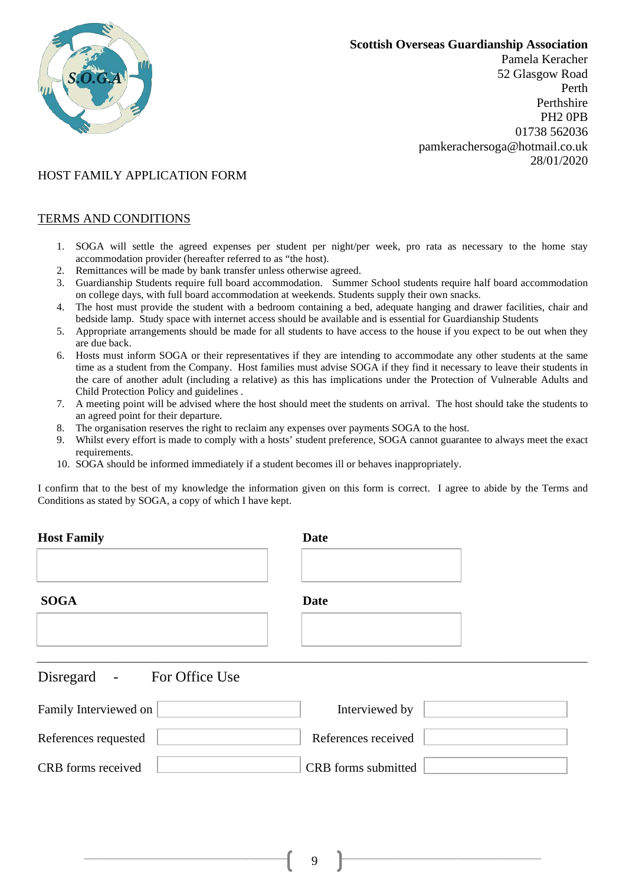**Scottish Overseas Guardianship Association**
Pamela Keracher
52 Glasgow Road
Perth
Perthshire
PH2 0PB
01738 562036
pamkerachersoga@hotmail.co.uk
28/01/2020

HOST FAMILY APPLICATION FORM

## TERMS AND CONDITIONS

1. SOGA will settle the agreed expenses per student per night/per week, pro rata as necessary to the home stay accommodation provider (hereafter referred to as "the host).
2. Remittances will be made by bank transfer unless otherwise agreed.
3. Guardianship Students require full board accommodation. Summer School students require half board accommodation on college days, with full board accommodation at weekends. Students supply their own snacks.
4. The host must provide the student with a bedroom containing a bed, adequate hanging and drawer facilities, chair and bedside lamp. Study space with internet access should be available and is essential for Guardianship Students
5. Appropriate arrangements should be made for all students to have access to the house if you expect to be out when they are due back.
6. Hosts must inform SOGA or their representatives if they are intending to accommodate any other students at the same time as a student from the Company. Host families must advise SOGA if they find it necessary to leave their students in the care of another adult (including a relative) as this has implications under the Protection of Vulnerable Adults and Child Protection Policy and guidelines .
7. A meeting point will be advised where the host should meet the students on arrival. The host should take the students to an agreed point for their departure.
8. The organisation reserves the right to reclaim any expenses over payments SOGA to the host.
9. Whilst every effort is made to comply with a hosts' student preference, SOGA cannot guarantee to always meet the exact requirements.
10. SOGA should be informed immediately if a student becomes ill or behaves inappropriately.

I confirm that to the best of my knowledge the information given on this form is correct. I agree to abide by the Terms and Conditions as stated by SOGA, a copy of which I have kept.

| **Host Family** | **Date** |
|---|---|
| | |

| **SOGA** | **Date** |
|---|---|
| | |

---

Disregard - For Office Use

| | | | |
|---|---|---|---|
| Family Interviewed on | | Interviewed by | |
| References requested | | References received | |
| CRB forms received | | CRB forms submitted | |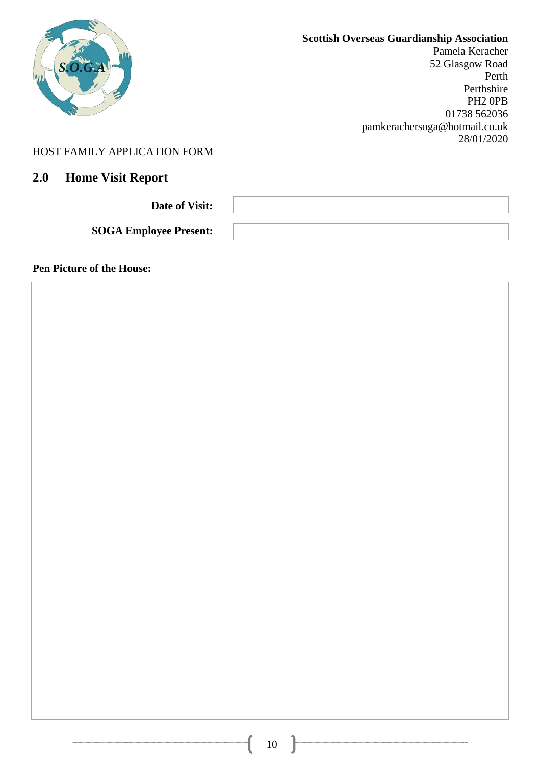**Scottish Overseas Guardianship Association**
Pamela Keracher
52 Glasgow Road
Perth
Perthshire
PH2 0PB
01738 562036
pamkerachersoga@hotmail.co.uk
28/01/2020

HOST FAMILY APPLICATION FORM

## 2.0 Home Visit Report

| **Date of Visit:** | |
|---|---|
| **SOGA Employee Present:** | |

**Pen Picture of the House:**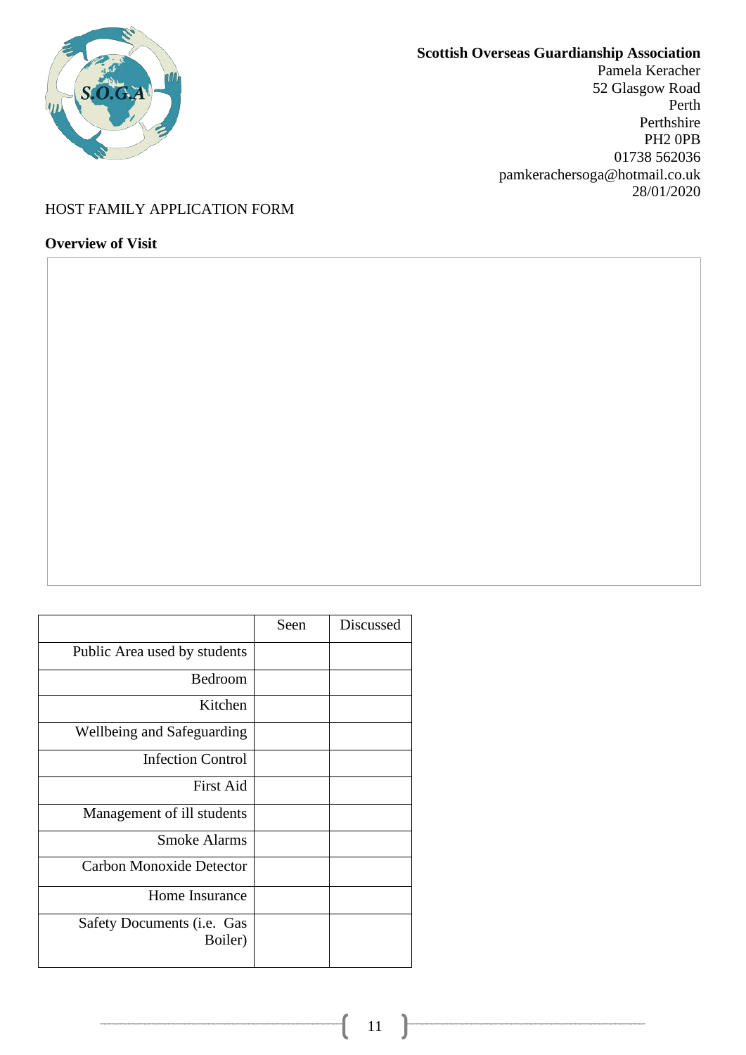**Scottish Overseas Guardianship Association**
Pamela Keracher
52 Glasgow Road
Perth
Perthshire
PH2 0PB
01738 562036
pamkerachersoga@hotmail.co.uk
28/01/2020

HOST FAMILY APPLICATION FORM

**Overview of Visit**

| | Seen | Discussed |
|---|---|---|
| Public Area used by students | | |
| Bedroom | | |
| Kitchen | | |
| Wellbeing and Safeguarding | | |
| Infection Control | | |
| First Aid | | |
| Management of ill students | | |
| Smoke Alarms | | |
| Carbon Monoxide Detector | | |
| Home Insurance | | |
| Safety Documents (i.e. Gas Boiler) | | |